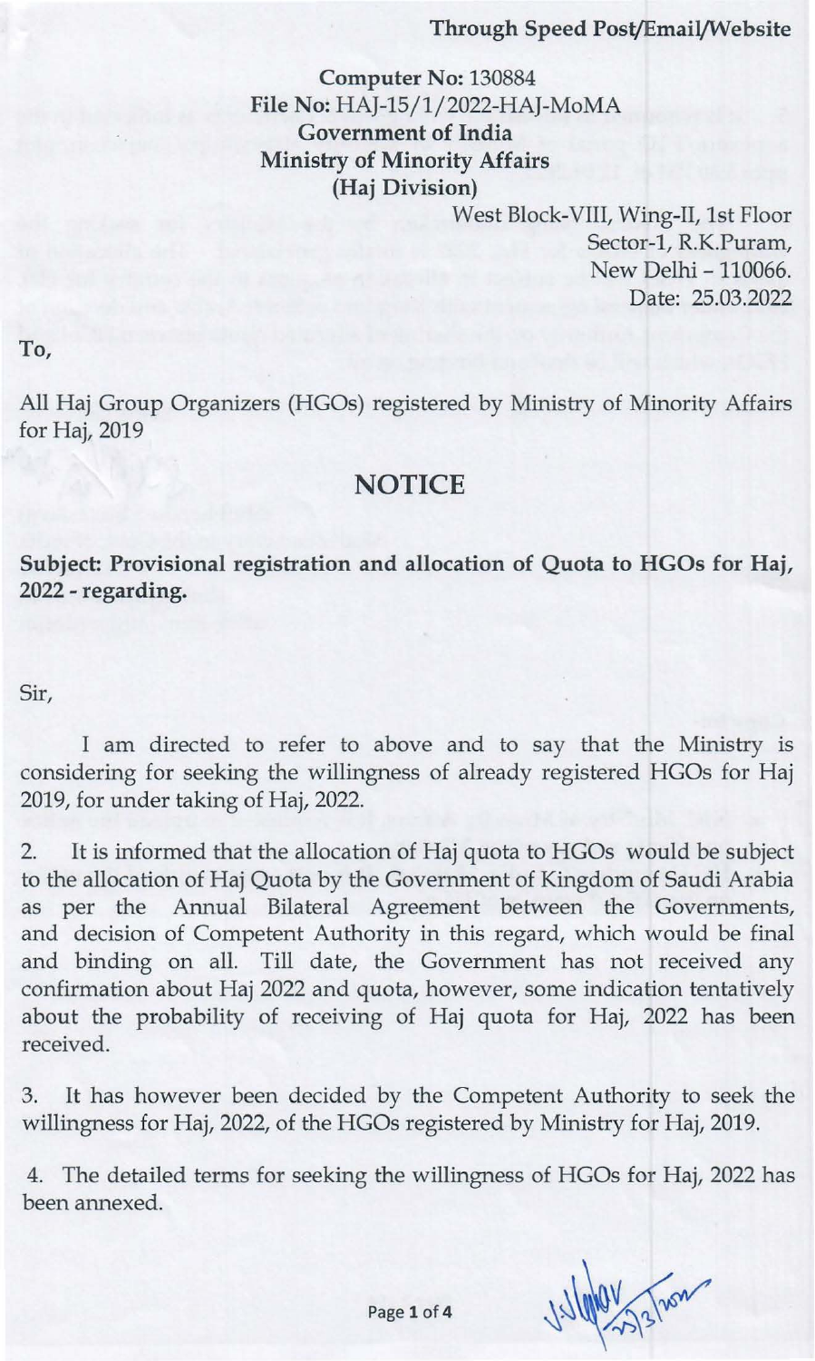**Through Speed Post/Email/Website**

**Computer No:** 130884
**File No:** HAJ-15/1/2022-HAJ-MoMA
**Government of India**
**Ministry of Minority Affairs**
**(Haj Division)**

West Block-VIII, Wing-II, 1st Floor
Sector-1, R.K.Puram,
New Delhi – 110066.
Date: 25.03.2022

**To,**

All Haj Group Organizers (HGOs) registered by Ministry of Minority Affairs for Haj, 2019

## NOTICE

**Subject: Provisional registration and allocation of Quota to HGOs for Haj, 2022 - regarding.**

Sir,

I am directed to refer to above and to say that the Ministry is considering for seeking the willingness of already registered HGOs for Haj 2019, for under taking of Haj, 2022.

2. It is informed that the allocation of Haj quota to HGOs would be subject to the allocation of Haj Quota by the Government of Kingdom of Saudi Arabia as per the Annual Bilateral Agreement between the Governments, and decision of Competent Authority in this regard, which would be final and binding on all. Till date, the Government has not received any confirmation about Haj 2022 and quota, however, some indication tentatively about the probability of receiving of Haj quota for Haj, 2022 has been received.

3. It has however been decided by the Competent Authority to seek the willingness for Haj, 2022, of the HGOs registered by Ministry for Haj, 2019.

4. The detailed terms for seeking the willingness of HGOs for Haj, 2022 has been annexed.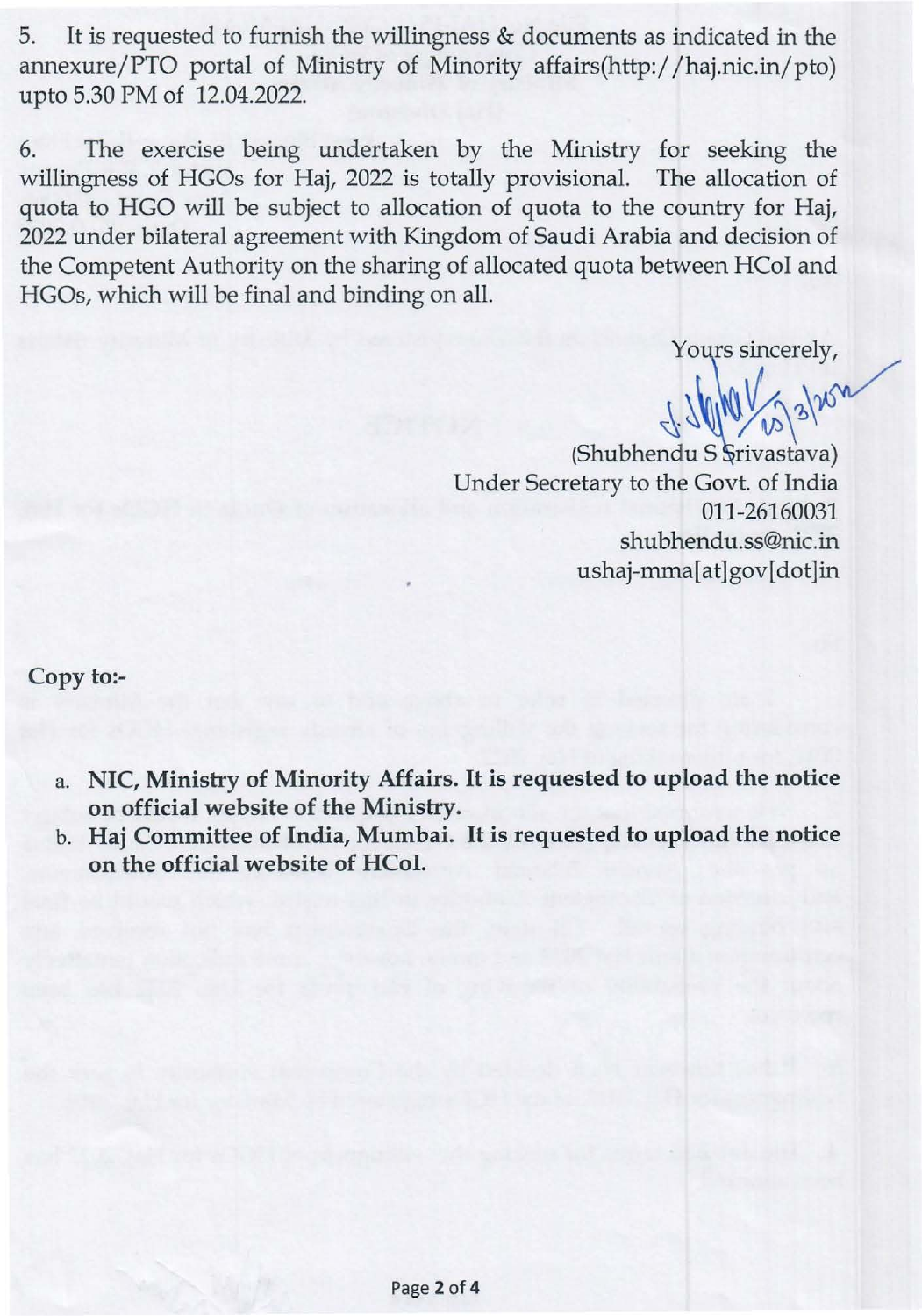5. It is requested to furnish the willingness & documents as indicated in the annexure/PTO portal of Ministry of Minority affairs(http://haj.nic.in/pto) upto 5.30 PM of 12.04.2022.

6. The exercise being undertaken by the Ministry for seeking the willingness of HGOs for Haj, 2022 is totally provisional. The allocation of quota to HGO will be subject to allocation of quota to the country for Haj, 2022 under bilateral agreement with Kingdom of Saudi Arabia and decision of the Competent Authority on the sharing of allocated quota between HCoI and HGOs, which will be final and binding on all.

Yours sincerely,

(Shubhendu S Srivastava)
Under Secretary to the Govt. of India
011-26160031
shubhendu.ss@nic.in
ushaj-mma[at]gov[dot]in

**Copy to:-**

a. **NIC, Ministry of Minority Affairs. It is requested to upload the notice on official website of the Ministry.**
b. **Haj Committee of India, Mumbai. It is requested to upload the notice on the official website of HCoI.**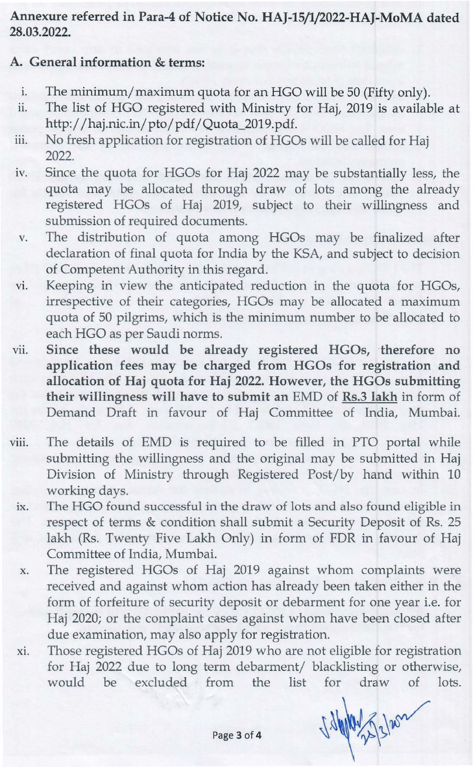**Annexure referred in Para-4 of Notice No. HAJ-15/1/2022-HAJ-MoMA dated 28.03.2022.**

## A. General information & terms:

i. The minimum/maximum quota for an HGO will be 50 (Fifty only).

ii. The list of HGO registered with Ministry for Haj, 2019 is available at http://haj.nic.in/pto/pdf/Quota_2019.pdf.

iii. No fresh application for registration of HGOs will be called for Haj 2022.

iv. Since the quota for HGOs for Haj 2022 may be substantially less, the quota may be allocated through draw of lots among the already registered HGOs of Haj 2019, subject to their willingness and submission of required documents.

v. The distribution of quota among HGOs may be finalized after declaration of final quota for India by the KSA, and subject to decision of Competent Authority in this regard.

vi. Keeping in view the anticipated reduction in the quota for HGOs, irrespective of their categories, HGOs may be allocated a maximum quota of 50 pilgrims, which is the minimum number to be allocated to each HGO as per Saudi norms.

vii. **Since these would be already registered HGOs, therefore no application fees may be charged from HGOs for registration and allocation of Haj quota for Haj 2022. However, the HGOs submitting their willingness will have to submit an** EMD of **Rs.3 lakh** in form of Demand Draft in favour of Haj Committee of India, Mumbai.

viii. The details of EMD is required to be filled in PTO portal while submitting the willingness and the original may be submitted in Haj Division of Ministry through Registered Post/by hand within 10 working days.

ix. The HGO found successful in the draw of lots and also found eligible in respect of terms & condition shall submit a Security Deposit of Rs. 25 lakh (Rs. Twenty Five Lakh Only) in form of FDR in favour of Haj Committee of India, Mumbai.

x. The registered HGOs of Haj 2019 against whom complaints were received and against whom action has already been taken either in the form of forfeiture of security deposit or debarment for one year i.e. for Haj 2020; or the complaint cases against whom have been closed after due examination, may also apply for registration.

xi. Those registered HGOs of Haj 2019 who are not eligible for registration for Haj 2022 due to long term debarment/ blacklisting or otherwise, would be excluded from the list for draw of lots.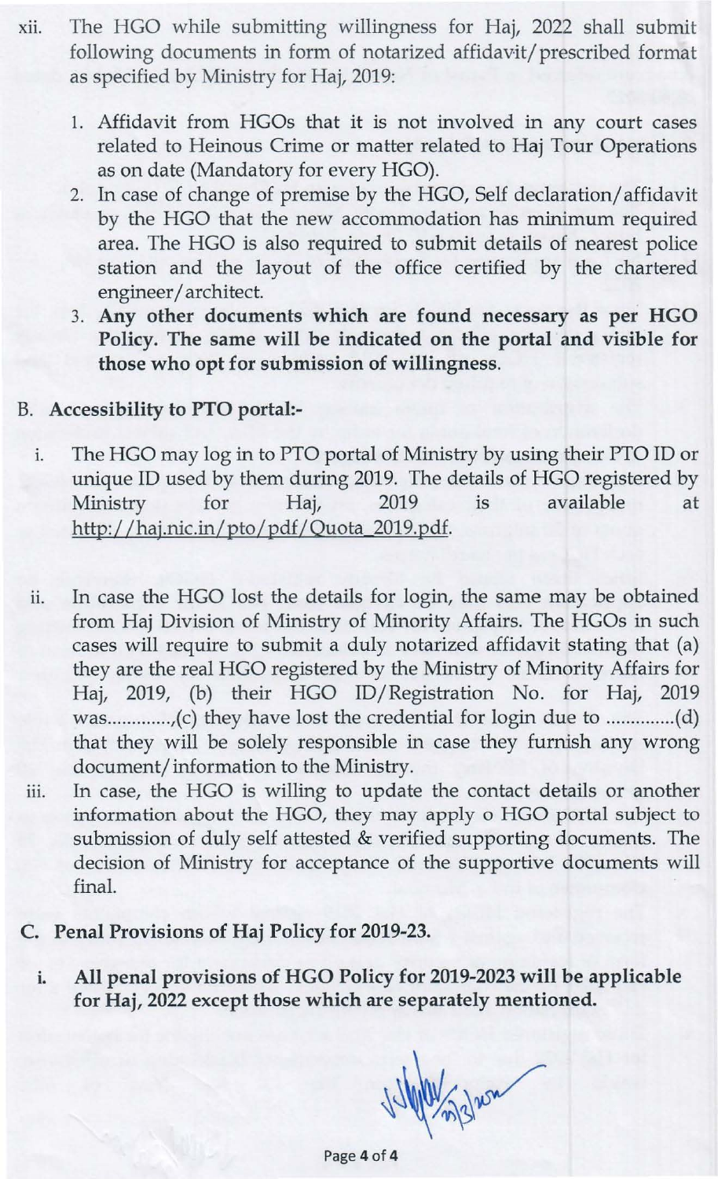xii. The HGO while submitting willingness for Haj, 2022 shall submit following documents in form of notarized affidavit/prescribed format as specified by Ministry for Haj, 2019:

1. Affidavit from HGOs that it is not involved in any court cases related to Heinous Crime or matter related to Haj Tour Operations as on date (Mandatory for every HGO).
2. In case of change of premise by the HGO, Self declaration/affidavit by the HGO that the new accommodation has minimum required area. The HGO is also required to submit details of nearest police station and the layout of the office certified by the chartered engineer/architect.
3. **Any other documents which are found necessary as per HGO Policy. The same will be indicated on the portal and visible for those who opt for submission of willingness.**

**B. Accessibility to PTO portal:-**

i. The HGO may log in to PTO portal of Ministry by using their PTO ID or unique ID used by them during 2019. The details of HGO registered by Ministry for Haj, 2019 is available at http://haj.nic.in/pto/pdf/Quota_2019.pdf.

ii. In case the HGO lost the details for login, the same may be obtained from Haj Division of Ministry of Minority Affairs. The HGOs in such cases will require to submit a duly notarized affidavit stating that (a) they are the real HGO registered by the Ministry of Minority Affairs for Haj, 2019, (b) their HGO ID/Registration No. for Haj, 2019 was.............,(c) they have lost the credential for login due to ..............(d) that they will be solely responsible in case they furnish any wrong document/information to the Ministry.

iii. In case, the HGO is willing to update the contact details or another information about the HGO, they may apply o HGO portal subject to submission of duly self attested & verified supporting documents. The decision of Ministry for acceptance of the supportive documents will final.

**C. Penal Provisions of Haj Policy for 2019-23.**

**i. All penal provisions of HGO Policy for 2019-2023 will be applicable for Haj, 2022 except those which are separately mentioned.**